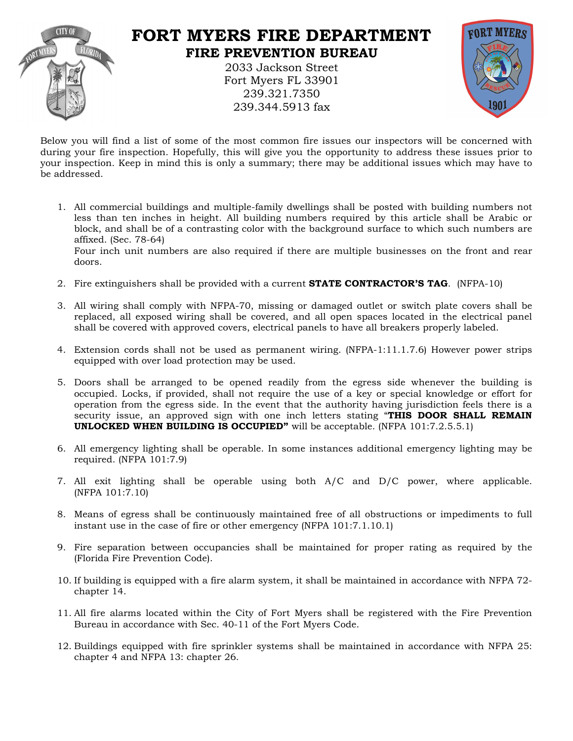# FORT MYERS FIRE DEPARTMENT

## FIRE PREVENTION BUREAU

2033 Jackson Street
Fort Myers FL 33901
239.321.7350
239.344.5913 fax

Below you will find a list of some of the most common fire issues our inspectors will be concerned with during your fire inspection. Hopefully, this will give you the opportunity to address these issues prior to your inspection. Keep in mind this is only a summary; there may be additional issues which may have to be addressed.

1. All commercial buildings and multiple-family dwellings shall be posted with building numbers not less than ten inches in height. All building numbers required by this article shall be Arabic or block, and shall be of a contrasting color with the background surface to which such numbers are affixed. (Sec. 78-64)
   Four inch unit numbers are also required if there are multiple businesses on the front and rear doors.

2. Fire extinguishers shall be provided with a current **STATE CONTRACTOR'S TAG**. (NFPA-10)

3. All wiring shall comply with NFPA-70, missing or damaged outlet or switch plate covers shall be replaced, all exposed wiring shall be covered, and all open spaces located in the electrical panel shall be covered with approved covers, electrical panels to have all breakers properly labeled.

4. Extension cords shall not be used as permanent wiring. (NFPA-1:11.1.7.6) However power strips equipped with over load protection may be used.

5. Doors shall be arranged to be opened readily from the egress side whenever the building is occupied. Locks, if provided, shall not require the use of a key or special knowledge or effort for operation from the egress side. In the event that the authority having jurisdiction feels there is a security issue, an approved sign with one inch letters stating "**THIS DOOR SHALL REMAIN UNLOCKED WHEN BUILDING IS OCCUPIED"** will be acceptable. (NFPA 101:7.2.5.5.1)

6. All emergency lighting shall be operable. In some instances additional emergency lighting may be required. (NFPA 101:7.9)

7. All exit lighting shall be operable using both A/C and D/C power, where applicable. (NFPA 101:7.10)

8. Means of egress shall be continuously maintained free of all obstructions or impediments to full instant use in the case of fire or other emergency (NFPA 101:7.1.10.1)

9. Fire separation between occupancies shall be maintained for proper rating as required by the (Florida Fire Prevention Code).

10. If building is equipped with a fire alarm system, it shall be maintained in accordance with NFPA 72-chapter 14.

11. All fire alarms located within the City of Fort Myers shall be registered with the Fire Prevention Bureau in accordance with Sec. 40-11 of the Fort Myers Code.

12. Buildings equipped with fire sprinkler systems shall be maintained in accordance with NFPA 25: chapter 4 and NFPA 13: chapter 26.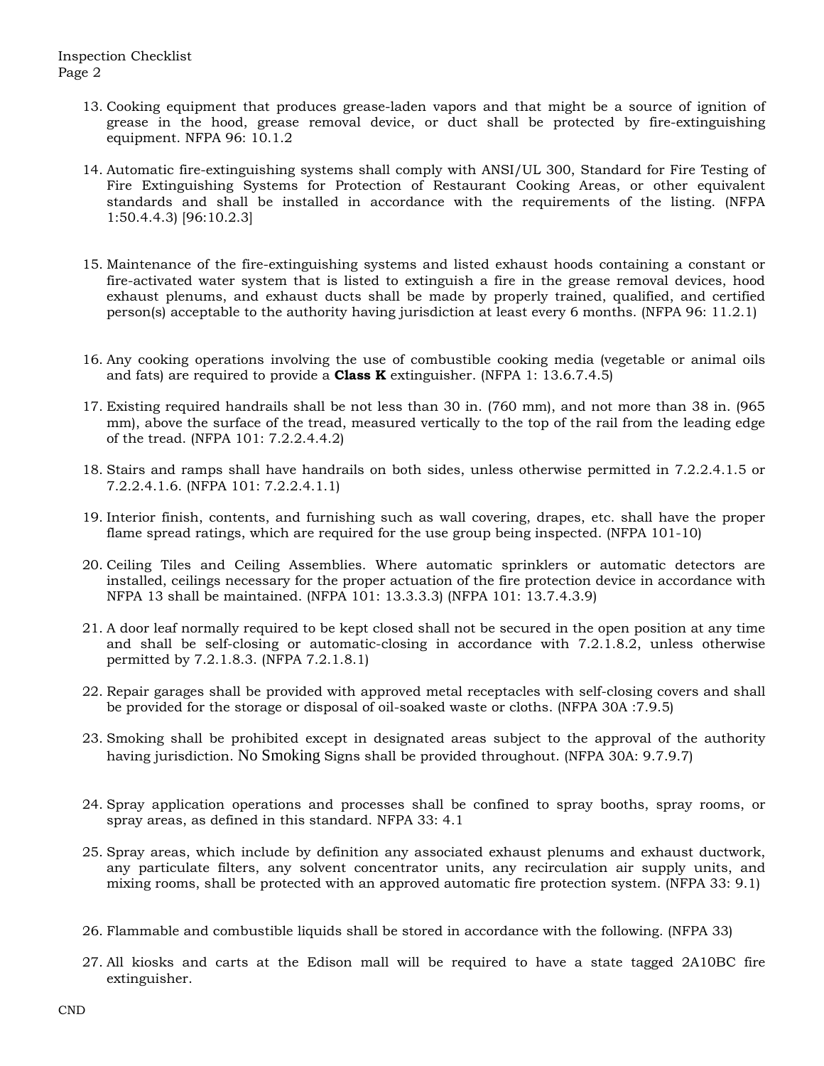13. Cooking equipment that produces grease-laden vapors and that might be a source of ignition of grease in the hood, grease removal device, or duct shall be protected by fire-extinguishing equipment. NFPA 96: 10.1.2

14. Automatic fire-extinguishing systems shall comply with ANSI/UL 300, Standard for Fire Testing of Fire Extinguishing Systems for Protection of Restaurant Cooking Areas, or other equivalent standards and shall be installed in accordance with the requirements of the listing. (NFPA 1:50.4.4.3) [96:10.2.3]

15. Maintenance of the fire-extinguishing systems and listed exhaust hoods containing a constant or fire-activated water system that is listed to extinguish a fire in the grease removal devices, hood exhaust plenums, and exhaust ducts shall be made by properly trained, qualified, and certified person(s) acceptable to the authority having jurisdiction at least every 6 months. (NFPA 96: 11.2.1)

16. Any cooking operations involving the use of combustible cooking media (vegetable or animal oils and fats) are required to provide a **Class K** extinguisher. (NFPA 1: 13.6.7.4.5)

17. Existing required handrails shall be not less than 30 in. (760 mm), and not more than 38 in. (965 mm), above the surface of the tread, measured vertically to the top of the rail from the leading edge of the tread. (NFPA 101: 7.2.2.4.4.2)

18. Stairs and ramps shall have handrails on both sides, unless otherwise permitted in 7.2.2.4.1.5 or 7.2.2.4.1.6. (NFPA 101: 7.2.2.4.1.1)

19. Interior finish, contents, and furnishing such as wall covering, drapes, etc. shall have the proper flame spread ratings, which are required for the use group being inspected. (NFPA 101-10)

20. Ceiling Tiles and Ceiling Assemblies. Where automatic sprinklers or automatic detectors are installed, ceilings necessary for the proper actuation of the fire protection device in accordance with NFPA 13 shall be maintained. (NFPA 101: 13.3.3.3) (NFPA 101: 13.7.4.3.9)

21. A door leaf normally required to be kept closed shall not be secured in the open position at any time and shall be self-closing or automatic-closing in accordance with 7.2.1.8.2, unless otherwise permitted by 7.2.1.8.3. (NFPA 7.2.1.8.1)

22. Repair garages shall be provided with approved metal receptacles with self-closing covers and shall be provided for the storage or disposal of oil-soaked waste or cloths. (NFPA 30A :7.9.5)

23. Smoking shall be prohibited except in designated areas subject to the approval of the authority having jurisdiction. No Smoking Signs shall be provided throughout. (NFPA 30A: 9.7.9.7)

24. Spray application operations and processes shall be confined to spray booths, spray rooms, or spray areas, as defined in this standard. NFPA 33: 4.1

25. Spray areas, which include by definition any associated exhaust plenums and exhaust ductwork, any particulate filters, any solvent concentrator units, any recirculation air supply units, and mixing rooms, shall be protected with an approved automatic fire protection system. (NFPA 33: 9.1)

26. Flammable and combustible liquids shall be stored in accordance with the following. (NFPA 33)

27. All kiosks and carts at the Edison mall will be required to have a state tagged 2A10BC fire extinguisher.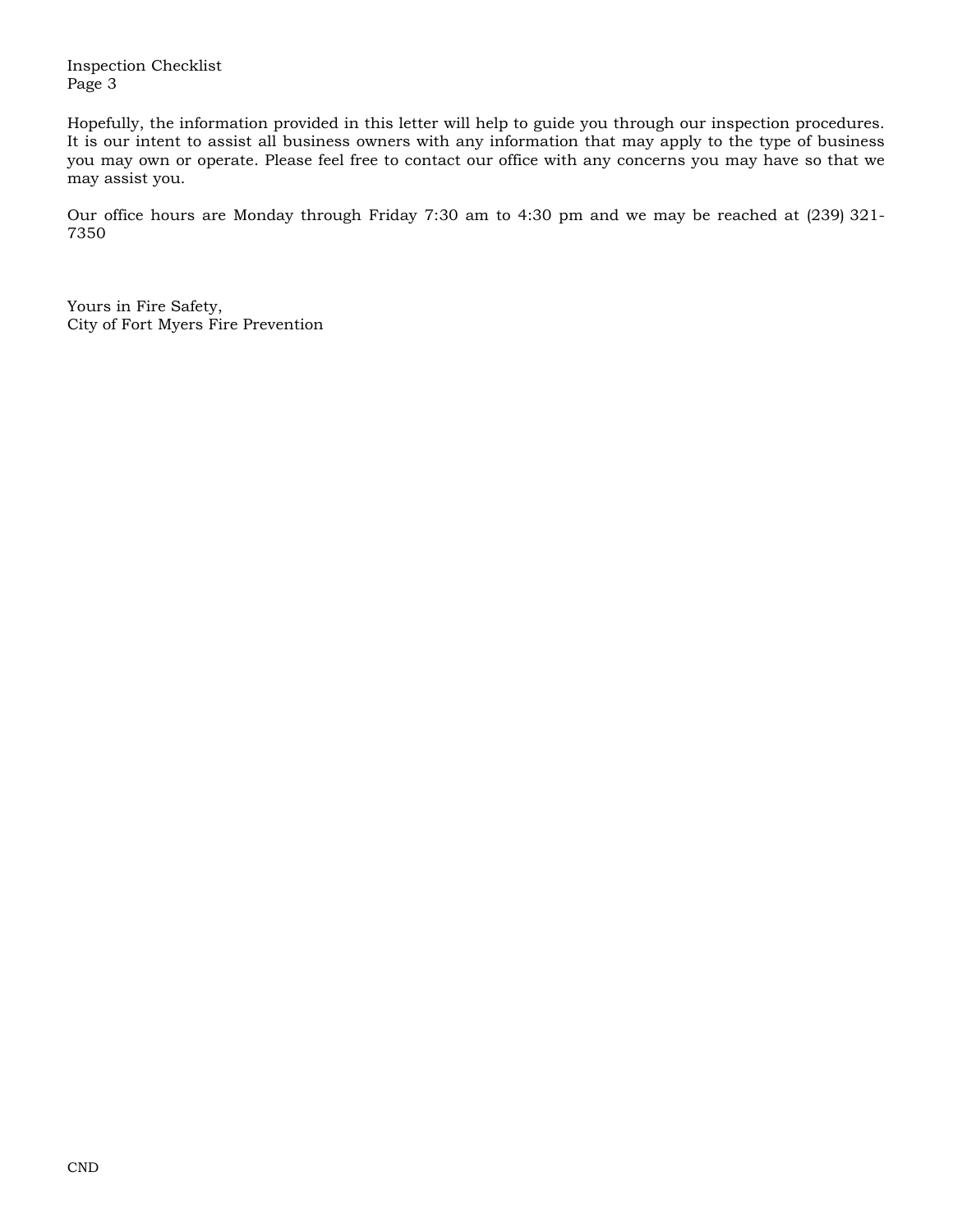Hopefully, the information provided in this letter will help to guide you through our inspection procedures. It is our intent to assist all business owners with any information that may apply to the type of business you may own or operate. Please feel free to contact our office with any concerns you may have so that we may assist you.

Our office hours are Monday through Friday 7:30 am to 4:30 pm and we may be reached at (239) 321-7350

Yours in Fire Safety,
City of Fort Myers Fire Prevention

CND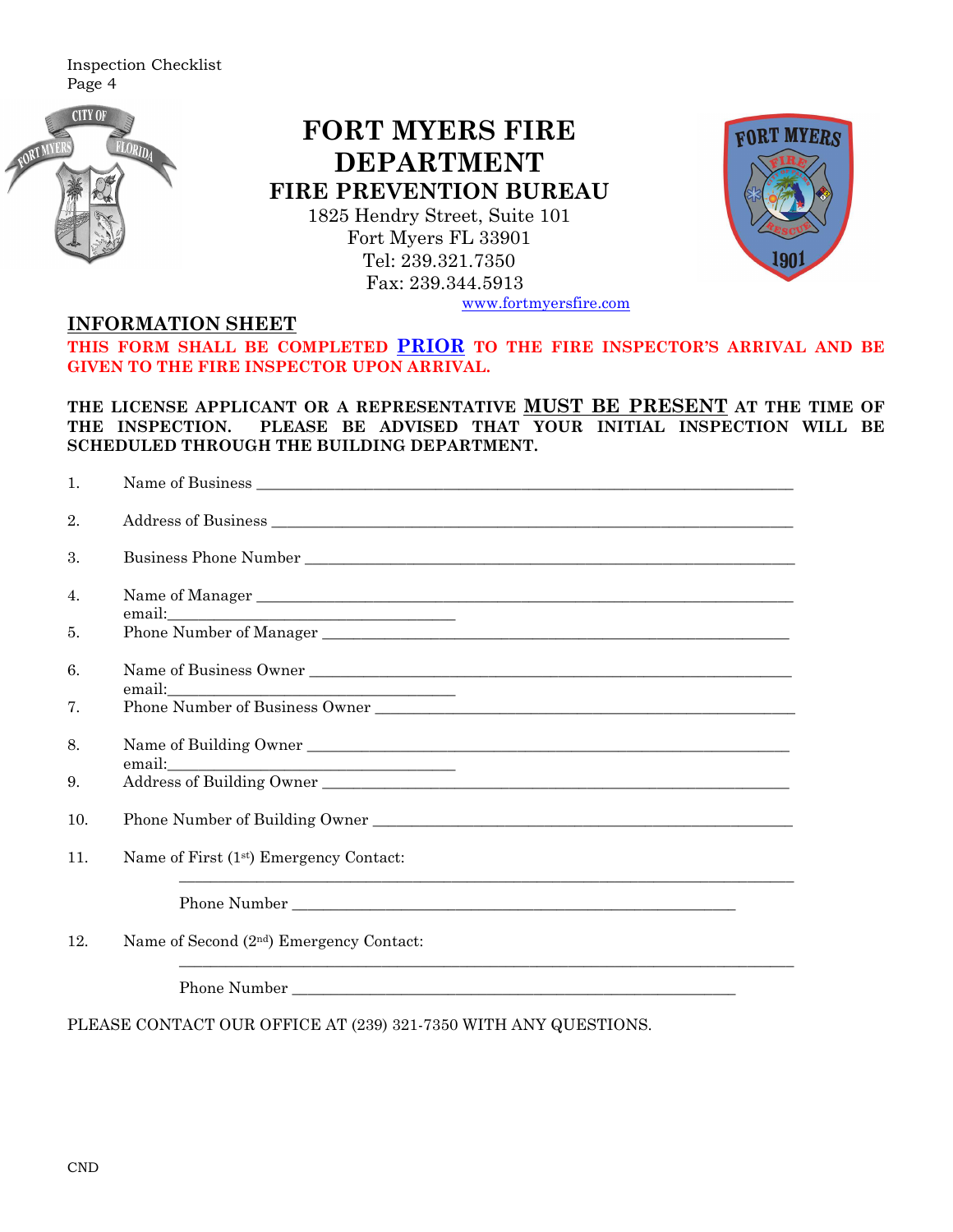# FORT MYERS FIRE DEPARTMENT

## FIRE PREVENTION BUREAU

1825 Hendry Street, Suite 101
Fort Myers FL 33901
Tel: 239.321.7350
Fax: 239.344.5913
www.fortmyersfire.com

## INFORMATION SHEET

**THIS FORM SHALL BE COMPLETED PRIOR TO THE FIRE INSPECTOR'S ARRIVAL AND BE GIVEN TO THE FIRE INSPECTOR UPON ARRIVAL.**

**THE LICENSE APPLICANT OR A REPRESENTATIVE MUST BE PRESENT AT THE TIME OF THE INSPECTION. PLEASE BE ADVISED THAT YOUR INITIAL INSPECTION WILL BE SCHEDULED THROUGH THE BUILDING DEPARTMENT.**

1. Name of Business ____________________________________________
2. Address of Business ____________________________________________
3. Business Phone Number ____________________________________________
4. Name of Manager ____________________________________________
   email:________________________________
5. Phone Number of Manager ____________________________________________
6. Name of Business Owner ____________________________________________
   email:________________________________
7. Phone Number of Business Owner ____________________________________________
8. Name of Building Owner ____________________________________________
   email:________________________________
9. Address of Building Owner ____________________________________________
10. Phone Number of Building Owner ____________________________________________
11. Name of First (1st) Emergency Contact:
    ____________________________________________
    Phone Number ____________________________________________
12. Name of Second (2nd) Emergency Contact:
    ____________________________________________
    Phone Number ____________________________________________

PLEASE CONTACT OUR OFFICE AT (239) 321-7350 WITH ANY QUESTIONS.

CND